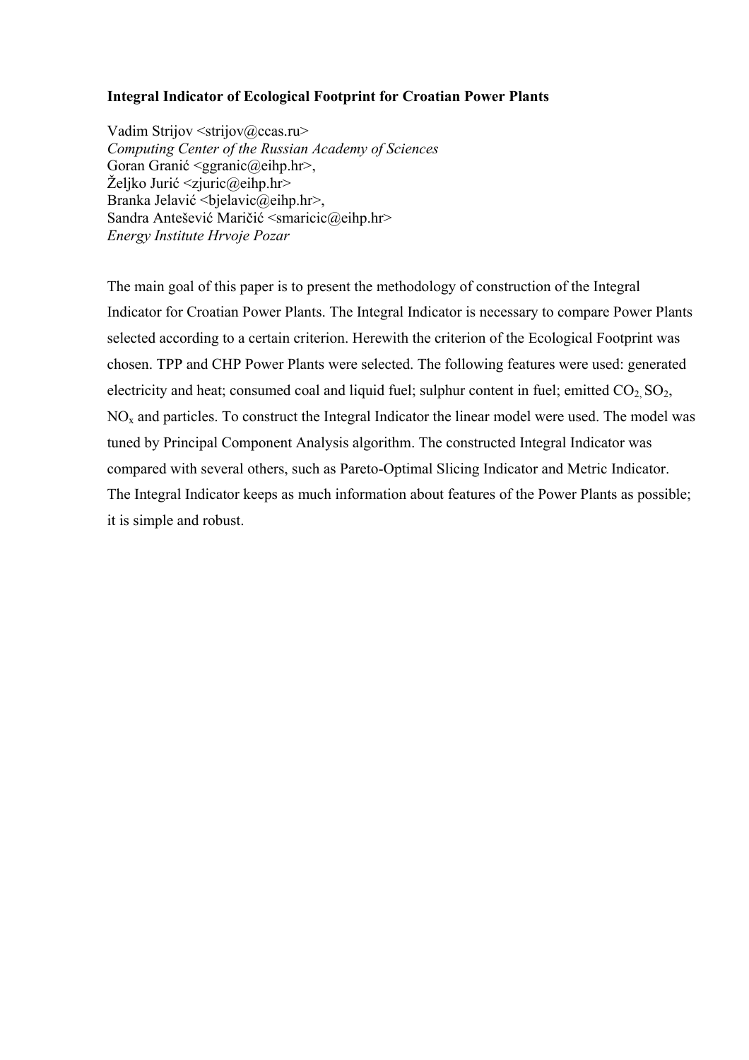**Integral Indicator of Ecological Footprint for Croatian Power Plants**

Vadim Strijov <strijov@ccas.ru>
*Computing Center of the Russian Academy of Sciences*
Goran Granić <ggranic@eihp.hr>,
Željko Jurić <zjuric@eihp.hr>
Branka Jelavić <bjelavic@eihp.hr>,
Sandra Antešević Maričić <smaricic@eihp.hr>
*Energy Institute Hrvoje Pozar*

The main goal of this paper is to present the methodology of construction of the Integral Indicator for Croatian Power Plants. The Integral Indicator is necessary to compare Power Plants selected according to a certain criterion. Herewith the criterion of the Ecological Footprint was chosen. TPP and CHP Power Plants were selected. The following features were used: generated electricity and heat; consumed coal and liquid fuel; sulphur content in fuel; emitted $CO_2$, $SO_2$, $NO_x$ and particles. To construct the Integral Indicator the linear model were used. The model was tuned by Principal Component Analysis algorithm. The constructed Integral Indicator was compared with several others, such as Pareto-Optimal Slicing Indicator and Metric Indicator. The Integral Indicator keeps as much information about features of the Power Plants as possible; it is simple and robust.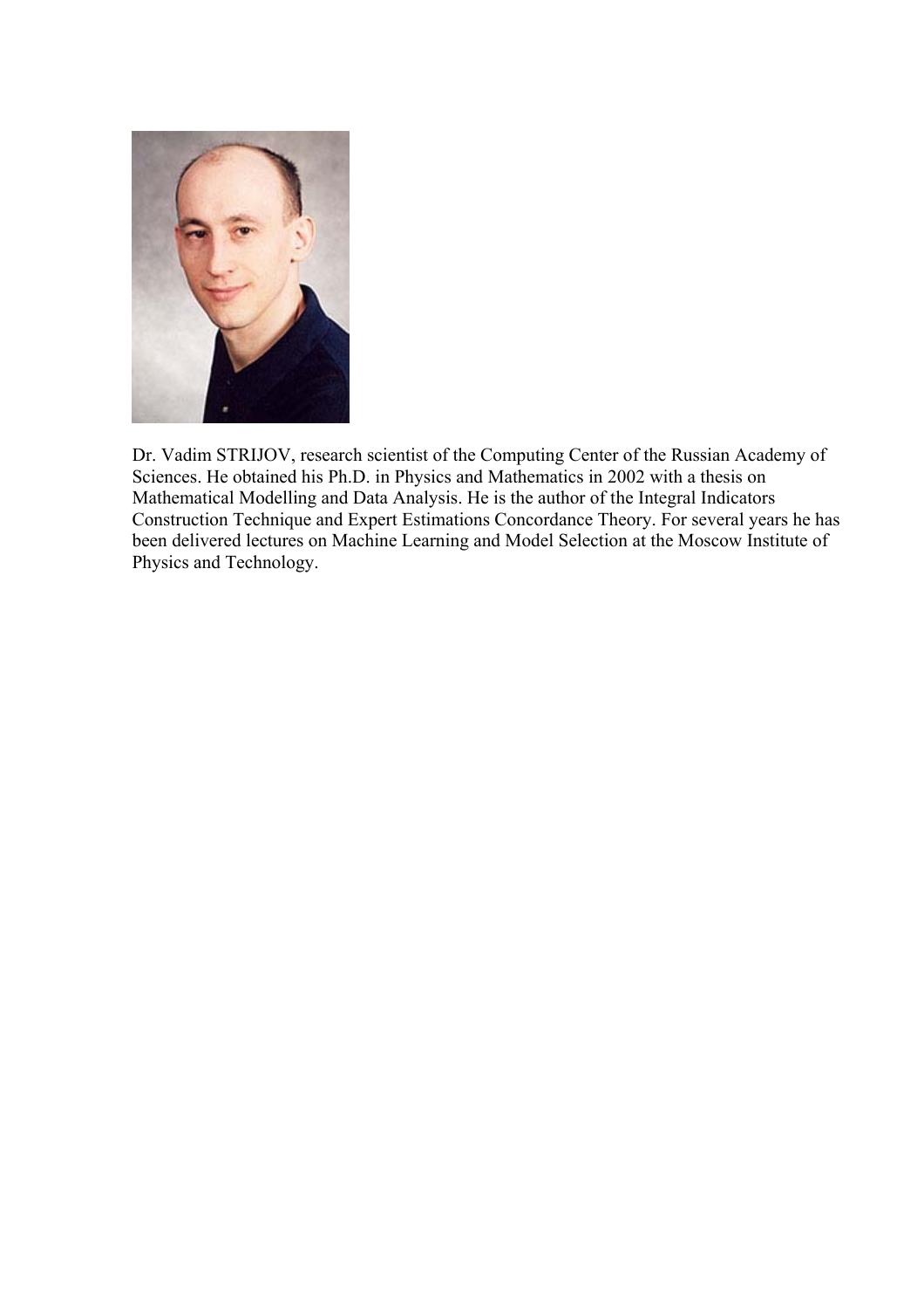Dr. Vadim STRIJOV, research scientist of the Computing Center of the Russian Academy of Sciences. He obtained his Ph.D. in Physics and Mathematics in 2002 with a thesis on Mathematical Modelling and Data Analysis. He is the author of the Integral Indicators Construction Technique and Expert Estimations Concordance Theory. For several years he has been delivered lectures on Machine Learning and Model Selection at the Moscow Institute of Physics and Technology.